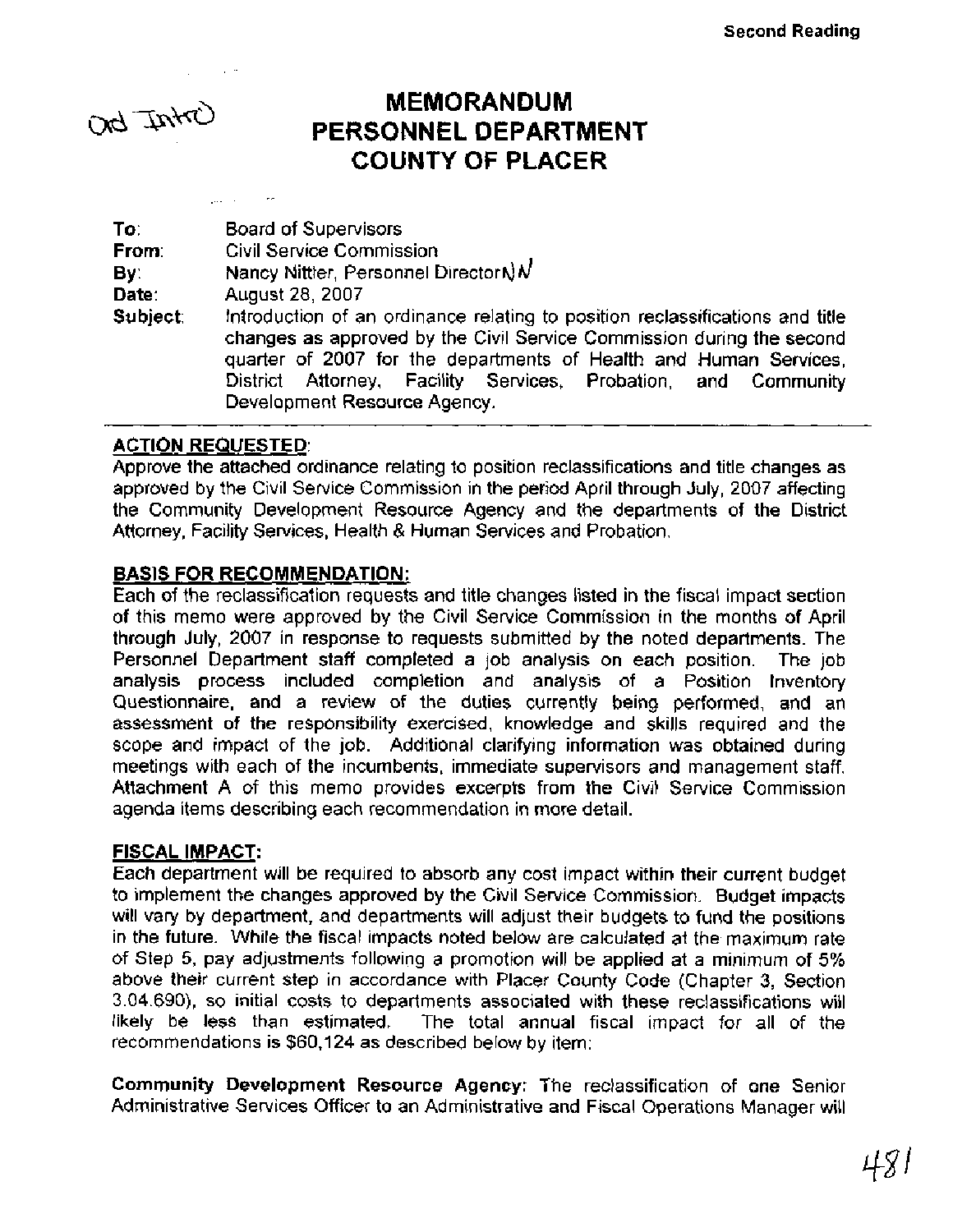Second Reading

Ord Intro

# MEMORANDUM
# PERSONNEL DEPARTMENT
# COUNTY OF PLACER

**To:** Board of Supervisors
**From:** Civil Service Commission
**By:** Nancy Nittler, Personnel Director NN
**Date:** August 28, 2007
**Subject:** Introduction of an ordinance relating to position reclassifications and title changes as approved by the Civil Service Commission during the second quarter of 2007 for the departments of Health and Human Services, District Attorney, Facility Services, Probation, and Community Development Resource Agency.

---

**ACTION REQUESTED:**
Approve the attached ordinance relating to position reclassifications and title changes as approved by the Civil Service Commission in the period April through July, 2007 affecting the Community Development Resource Agency and the departments of the District Attorney, Facility Services, Health & Human Services and Probation.

**BASIS FOR RECOMMENDATION:**
Each of the reclassification requests and title changes listed in the fiscal impact section of this memo were approved by the Civil Service Commission in the months of April through July, 2007 in response to requests submitted by the noted departments. The Personnel Department staff completed a job analysis on each position. The job analysis process included completion and analysis of a Position Inventory Questionnaire, and a review of the duties currently being performed, and an assessment of the responsibility exercised, knowledge and skills required and the scope and impact of the job. Additional clarifying information was obtained during meetings with each of the incumbents, immediate supervisors and management staff. Attachment A of this memo provides excerpts from the Civil Service Commission agenda items describing each recommendation in more detail.

**FISCAL IMPACT:**
Each department will be required to absorb any cost impact within their current budget to implement the changes approved by the Civil Service Commission. Budget impacts will vary by department, and departments will adjust their budgets to fund the positions in the future. While the fiscal impacts noted below are calculated at the maximum rate of Step 5, pay adjustments following a promotion will be applied at a minimum of 5% above their current step in accordance with Placer County Code (Chapter 3, Section 3.04.690), so initial costs to departments associated with these reclassifications will likely be less than estimated. The total annual fiscal impact for all of the recommendations is $60,124 as described below by item:

**Community Development Resource Agency:** The reclassification of one Senior Administrative Services Officer to an Administrative and Fiscal Operations Manager will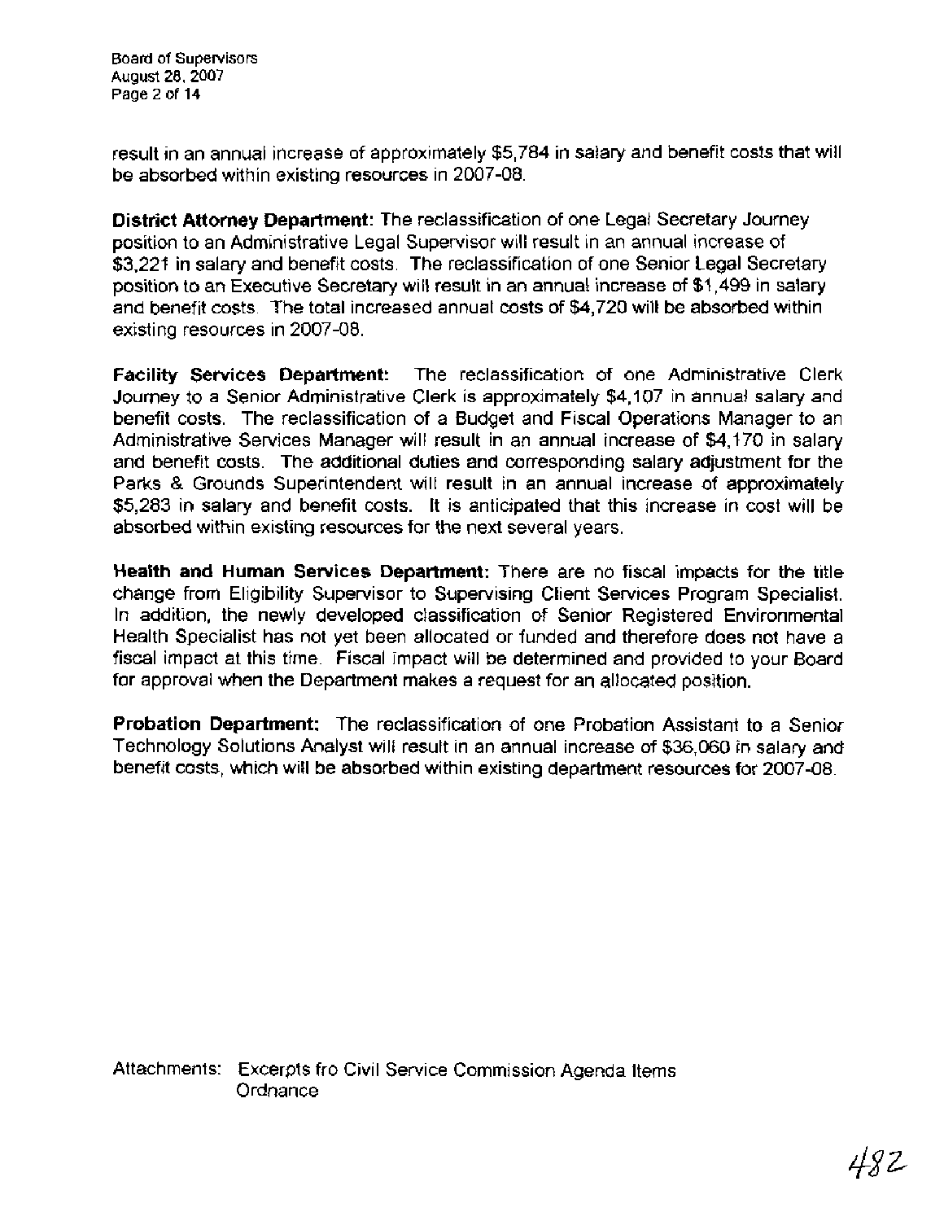result in an annual increase of approximately $5,784 in salary and benefit costs that will be absorbed within existing resources in 2007-08.

**District Attorney Department:** The reclassification of one Legal Secretary Journey position to an Administrative Legal Supervisor will result in an annual increase of $3,221 in salary and benefit costs. The reclassification of one Senior Legal Secretary position to an Executive Secretary will result in an annual increase of $1,499 in salary and benefit costs. The total increased annual costs of $4,720 will be absorbed within existing resources in 2007-08.

**Facility Services Department:** The reclassification of one Administrative Clerk Journey to a Senior Administrative Clerk is approximately $4,107 in annual salary and benefit costs. The reclassification of a Budget and Fiscal Operations Manager to an Administrative Services Manager will result in an annual increase of $4,170 in salary and benefit costs. The additional duties and corresponding salary adjustment for the Parks & Grounds Superintendent will result in an annual increase of approximately $5,283 in salary and benefit costs. It is anticipated that this increase in cost will be absorbed within existing resources for the next several years.

**Health and Human Services Department:** There are no fiscal impacts for the title change from Eligibility Supervisor to Supervising Client Services Program Specialist. In addition, the newly developed classification of Senior Registered Environmental Health Specialist has not yet been allocated or funded and therefore does not have a fiscal impact at this time. Fiscal impact will be determined and provided to your Board for approval when the Department makes a request for an allocated position.

**Probation Department:** The reclassification of one Probation Assistant to a Senior Technology Solutions Analyst will result in an annual increase of $36,060 in salary and benefit costs, which will be absorbed within existing department resources for 2007-08.

Attachments: Excerpts fro Civil Service Commission Agenda Items
Ordnance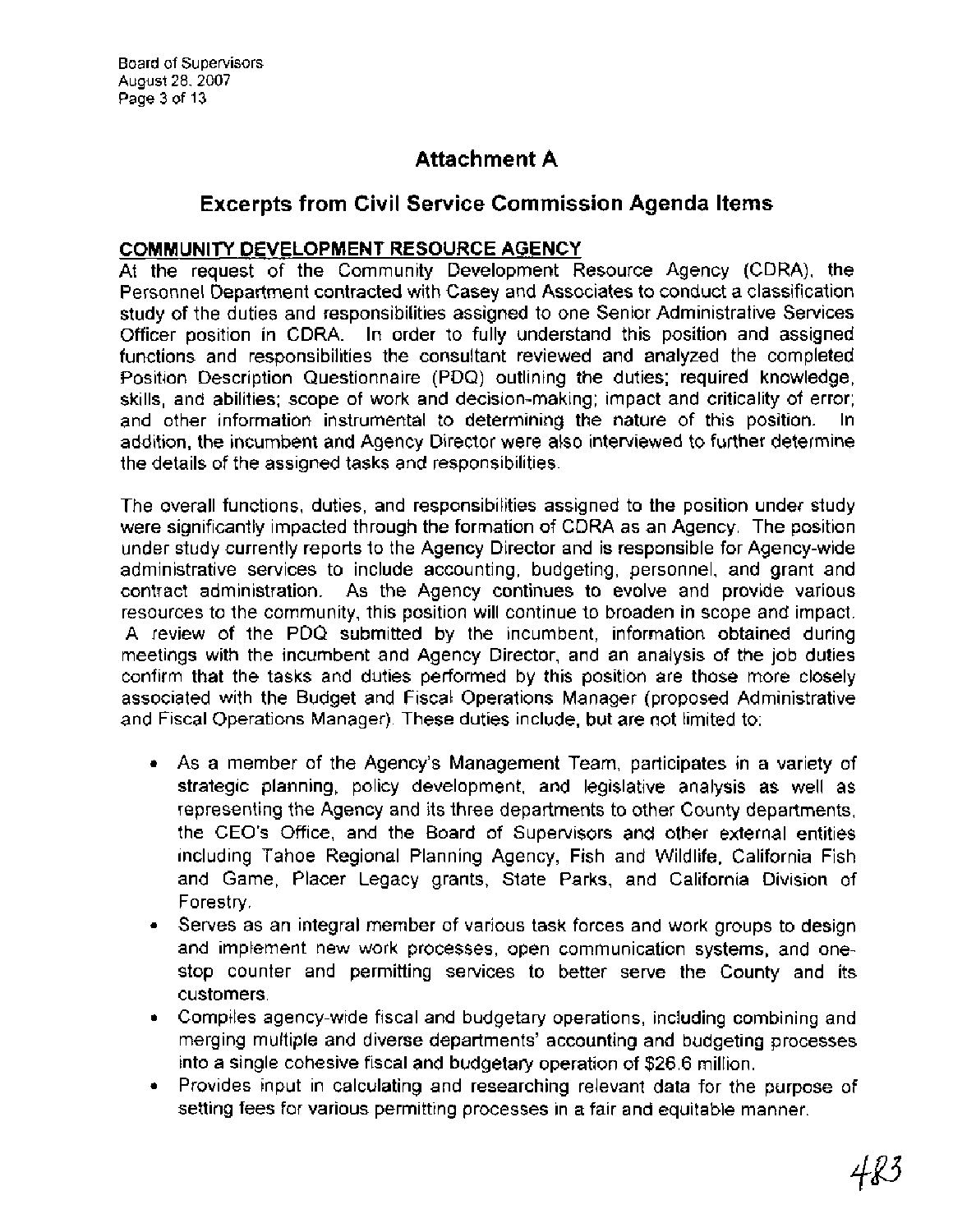# Attachment A

## Excerpts from Civil Service Commission Agenda Items

**COMMUNITY DEVELOPMENT RESOURCE AGENCY**

At the request of the Community Development Resource Agency (CDRA), the Personnel Department contracted with Casey and Associates to conduct a classification study of the duties and responsibilities assigned to one Senior Administrative Services Officer position in CDRA. In order to fully understand this position and assigned functions and responsibilities the consultant reviewed and analyzed the completed Position Description Questionnaire (PDQ) outlining the duties; required knowledge, skills, and abilities; scope of work and decision-making; impact and criticality of error; and other information instrumental to determining the nature of this position. In addition, the incumbent and Agency Director were also interviewed to further determine the details of the assigned tasks and responsibilities.

The overall functions, duties, and responsibilities assigned to the position under study were significantly impacted through the formation of CDRA as an Agency. The position under study currently reports to the Agency Director and is responsible for Agency-wide administrative services to include accounting, budgeting, personnel, and grant and contract administration. As the Agency continues to evolve and provide various resources to the community, this position will continue to broaden in scope and impact. A review of the PDQ submitted by the incumbent, information obtained during meetings with the incumbent and Agency Director, and an analysis of the job duties confirm that the tasks and duties performed by this position are those more closely associated with the Budget and Fiscal Operations Manager (proposed Administrative and Fiscal Operations Manager). These duties include, but are not limited to:

- As a member of the Agency's Management Team, participates in a variety of strategic planning, policy development, and legislative analysis as well as representing the Agency and its three departments to other County departments, the CEO's Office, and the Board of Supervisors and other external entities including Tahoe Regional Planning Agency, Fish and Wildlife, California Fish and Game, Placer Legacy grants, State Parks, and California Division of Forestry.
- Serves as an integral member of various task forces and work groups to design and implement new work processes, open communication systems, and one-stop counter and permitting services to better serve the County and its customers.
- Compiles agency-wide fiscal and budgetary operations, including combining and merging multiple and diverse departments' accounting and budgeting processes into a single cohesive fiscal and budgetary operation of $26.6 million.
- Provides input in calculating and researching relevant data for the purpose of setting fees for various permitting processes in a fair and equitable manner.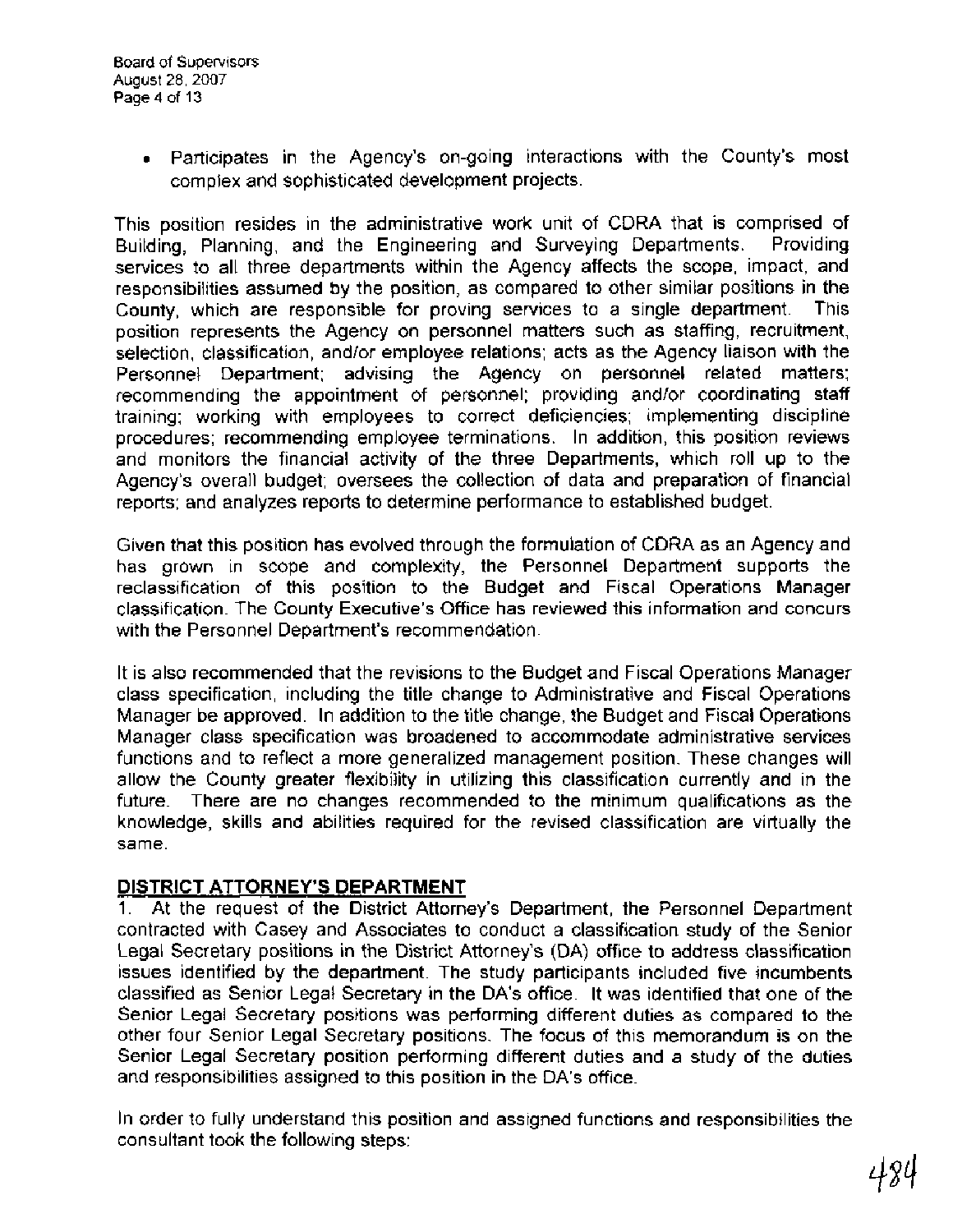- Participates in the Agency's on-going interactions with the County's most complex and sophisticated development projects.

This position resides in the administrative work unit of CDRA that is comprised of Building, Planning, and the Engineering and Surveying Departments. Providing services to all three departments within the Agency affects the scope, impact, and responsibilities assumed by the position, as compared to other similar positions in the County, which are responsible for proving services to a single department. This position represents the Agency on personnel matters such as staffing, recruitment, selection, classification, and/or employee relations; acts as the Agency liaison with the Personnel Department; advising the Agency on personnel related matters; recommending the appointment of personnel; providing and/or coordinating staff training; working with employees to correct deficiencies; implementing discipline procedures; recommending employee terminations. In addition, this position reviews and monitors the financial activity of the three Departments, which roll up to the Agency's overall budget; oversees the collection of data and preparation of financial reports; and analyzes reports to determine performance to established budget.

Given that this position has evolved through the formulation of CDRA as an Agency and has grown in scope and complexity, the Personnel Department supports the reclassification of this position to the Budget and Fiscal Operations Manager classification. The County Executive's Office has reviewed this information and concurs with the Personnel Department's recommendation.

It is also recommended that the revisions to the Budget and Fiscal Operations Manager class specification, including the title change to Administrative and Fiscal Operations Manager be approved. In addition to the title change, the Budget and Fiscal Operations Manager class specification was broadened to accommodate administrative services functions and to reflect a more generalized management position. These changes will allow the County greater flexibility in utilizing this classification currently and in the future. There are no changes recommended to the minimum qualifications as the knowledge, skills and abilities required for the revised classification are virtually the same.

## DISTRICT ATTORNEY'S DEPARTMENT

1. At the request of the District Attorney's Department, the Personnel Department contracted with Casey and Associates to conduct a classification study of the Senior Legal Secretary positions in the District Attorney's (DA) office to address classification issues identified by the department. The study participants included five incumbents classified as Senior Legal Secretary in the DA's office. It was identified that one of the Senior Legal Secretary positions was performing different duties as compared to the other four Senior Legal Secretary positions. The focus of this memorandum is on the Senior Legal Secretary position performing different duties and a study of the duties and responsibilities assigned to this position in the DA's office.

In order to fully understand this position and assigned functions and responsibilities the consultant took the following steps: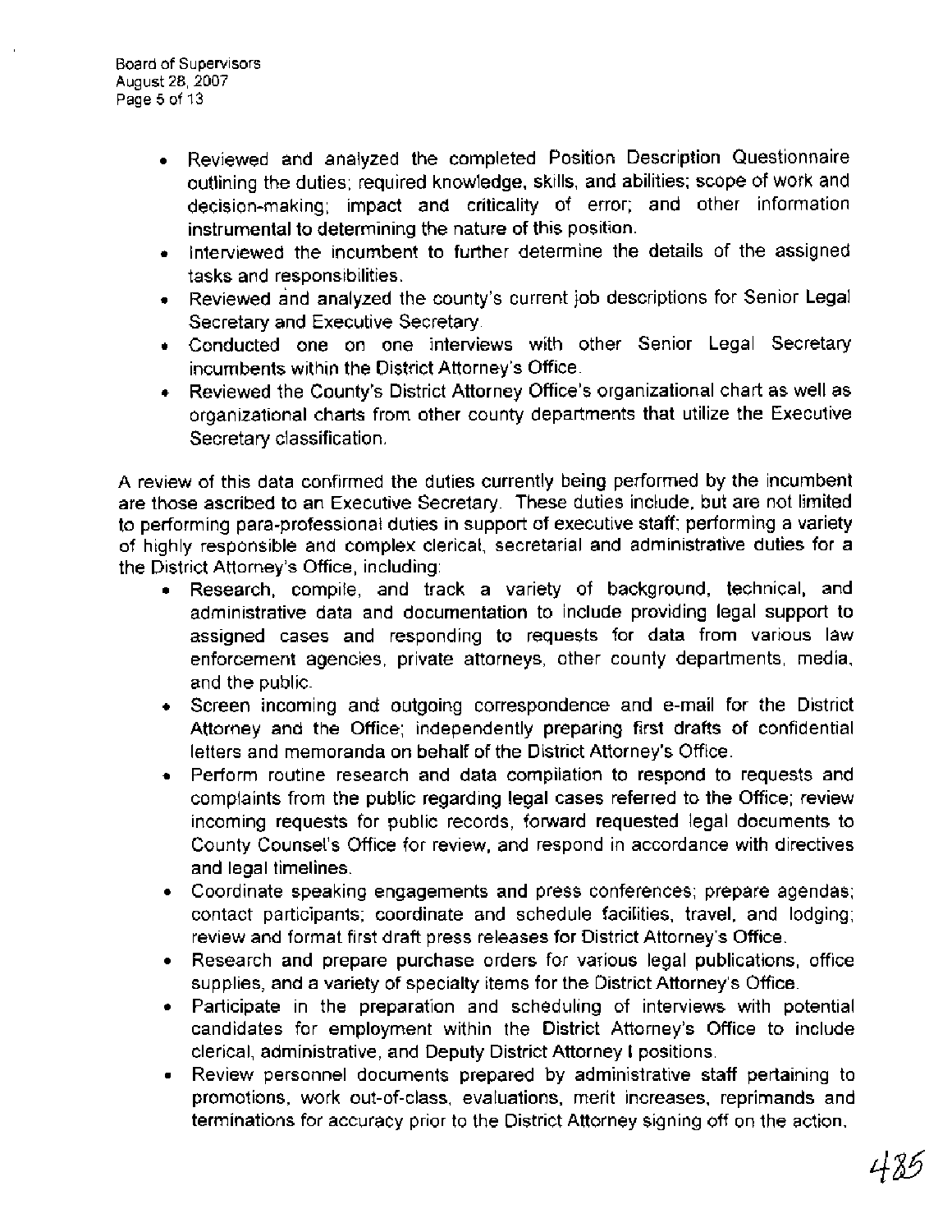- Reviewed and analyzed the completed Position Description Questionnaire outlining the duties; required knowledge, skills, and abilities; scope of work and decision-making; impact and criticality of error; and other information instrumental to determining the nature of this position.
- Interviewed the incumbent to further determine the details of the assigned tasks and responsibilities.
- Reviewed and analyzed the county's current job descriptions for Senior Legal Secretary and Executive Secretary.
- Conducted one on one interviews with other Senior Legal Secretary incumbents within the District Attorney's Office.
- Reviewed the County's District Attorney Office's organizational chart as well as organizational charts from other county departments that utilize the Executive Secretary classification.

A review of this data confirmed the duties currently being performed by the incumbent are those ascribed to an Executive Secretary. These duties include, but are not limited to performing para-professional duties in support of executive staff; performing a variety of highly responsible and complex clerical, secretarial and administrative duties for a the District Attorney's Office, including:

- Research, compile, and track a variety of background, technical, and administrative data and documentation to include providing legal support to assigned cases and responding to requests for data from various law enforcement agencies, private attorneys, other county departments, media, and the public.
- Screen incoming and outgoing correspondence and e-mail for the District Attorney and the Office; independently preparing first drafts of confidential letters and memoranda on behalf of the District Attorney's Office.
- Perform routine research and data compilation to respond to requests and complaints from the public regarding legal cases referred to the Office; review incoming requests for public records, forward requested legal documents to County Counsel's Office for review, and respond in accordance with directives and legal timelines.
- Coordinate speaking engagements and press conferences; prepare agendas; contact participants; coordinate and schedule facilities, travel, and lodging; review and format first draft press releases for District Attorney's Office.
- Research and prepare purchase orders for various legal publications, office supplies, and a variety of specialty items for the District Attorney's Office.
- Participate in the preparation and scheduling of interviews with potential candidates for employment within the District Attorney's Office to include clerical, administrative, and Deputy District Attorney I positions.
- Review personnel documents prepared by administrative staff pertaining to promotions, work out-of-class, evaluations, merit increases, reprimands and terminations for accuracy prior to the District Attorney signing off on the action.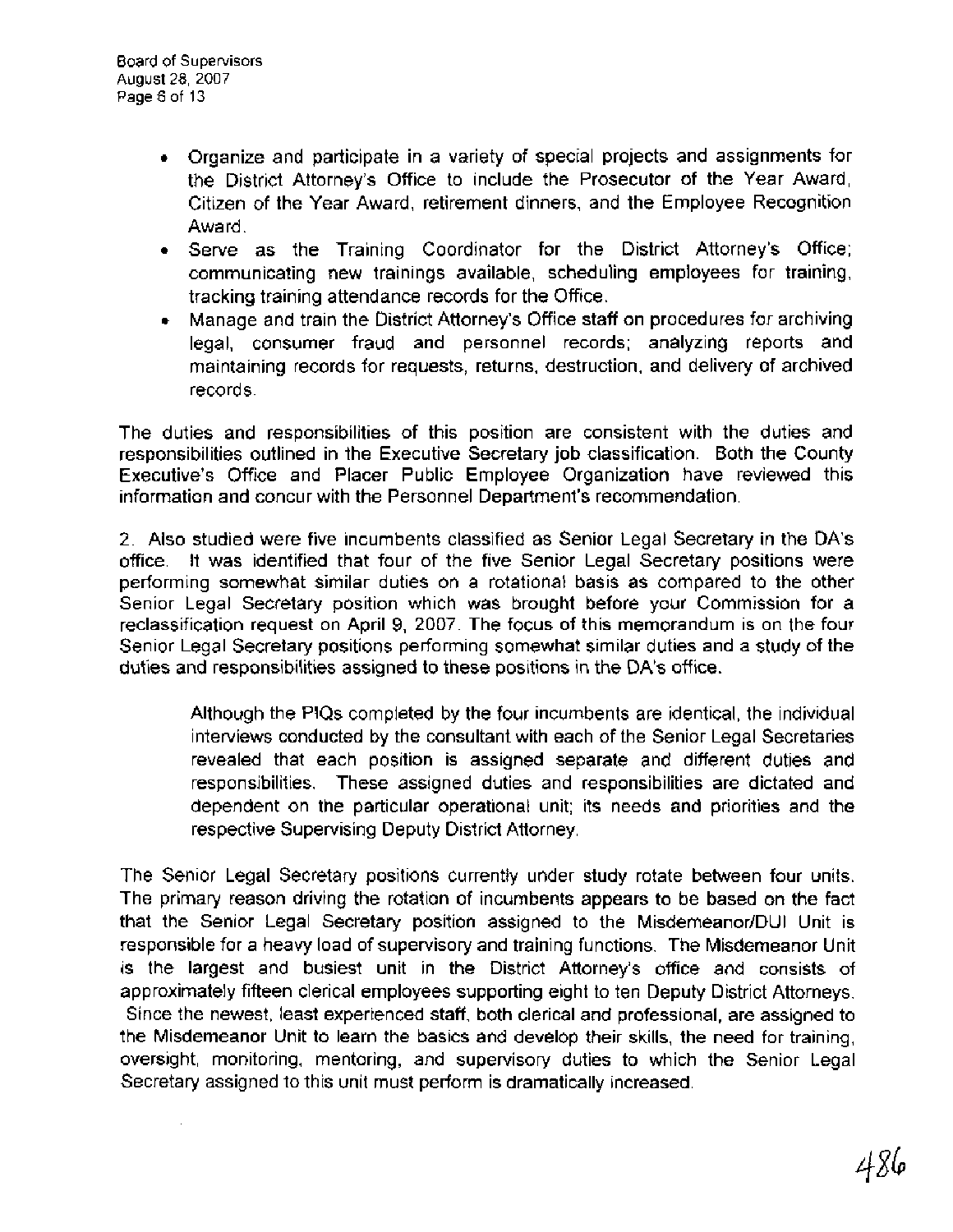- Organize and participate in a variety of special projects and assignments for the District Attorney's Office to include the Prosecutor of the Year Award, Citizen of the Year Award, retirement dinners, and the Employee Recognition Award.
- Serve as the Training Coordinator for the District Attorney's Office; communicating new trainings available, scheduling employees for training, tracking training attendance records for the Office.
- Manage and train the District Attorney's Office staff on procedures for archiving legal, consumer fraud and personnel records; analyzing reports and maintaining records for requests, returns, destruction, and delivery of archived records.

The duties and responsibilities of this position are consistent with the duties and responsibilities outlined in the Executive Secretary job classification. Both the County Executive's Office and Placer Public Employee Organization have reviewed this information and concur with the Personnel Department's recommendation.

2. Also studied were five incumbents classified as Senior Legal Secretary in the DA's office. It was identified that four of the five Senior Legal Secretary positions were performing somewhat similar duties on a rotational basis as compared to the other Senior Legal Secretary position which was brought before your Commission for a reclassification request on April 9, 2007. The focus of this memorandum is on the four Senior Legal Secretary positions performing somewhat similar duties and a study of the duties and responsibilities assigned to these positions in the DA's office.

> Although the PIQs completed by the four incumbents are identical, the individual interviews conducted by the consultant with each of the Senior Legal Secretaries revealed that each position is assigned separate and different duties and responsibilities. These assigned duties and responsibilities are dictated and dependent on the particular operational unit; its needs and priorities and the respective Supervising Deputy District Attorney.

The Senior Legal Secretary positions currently under study rotate between four units. The primary reason driving the rotation of incumbents appears to be based on the fact that the Senior Legal Secretary position assigned to the Misdemeanor/DUI Unit is responsible for a heavy load of supervisory and training functions. The Misdemeanor Unit is the largest and busiest unit in the District Attorney's office and consists of approximately fifteen clerical employees supporting eight to ten Deputy District Attorneys. Since the newest, least experienced staff, both clerical and professional, are assigned to the Misdemeanor Unit to learn the basics and develop their skills, the need for training, oversight, monitoring, mentoring, and supervisory duties to which the Senior Legal Secretary assigned to this unit must perform is dramatically increased.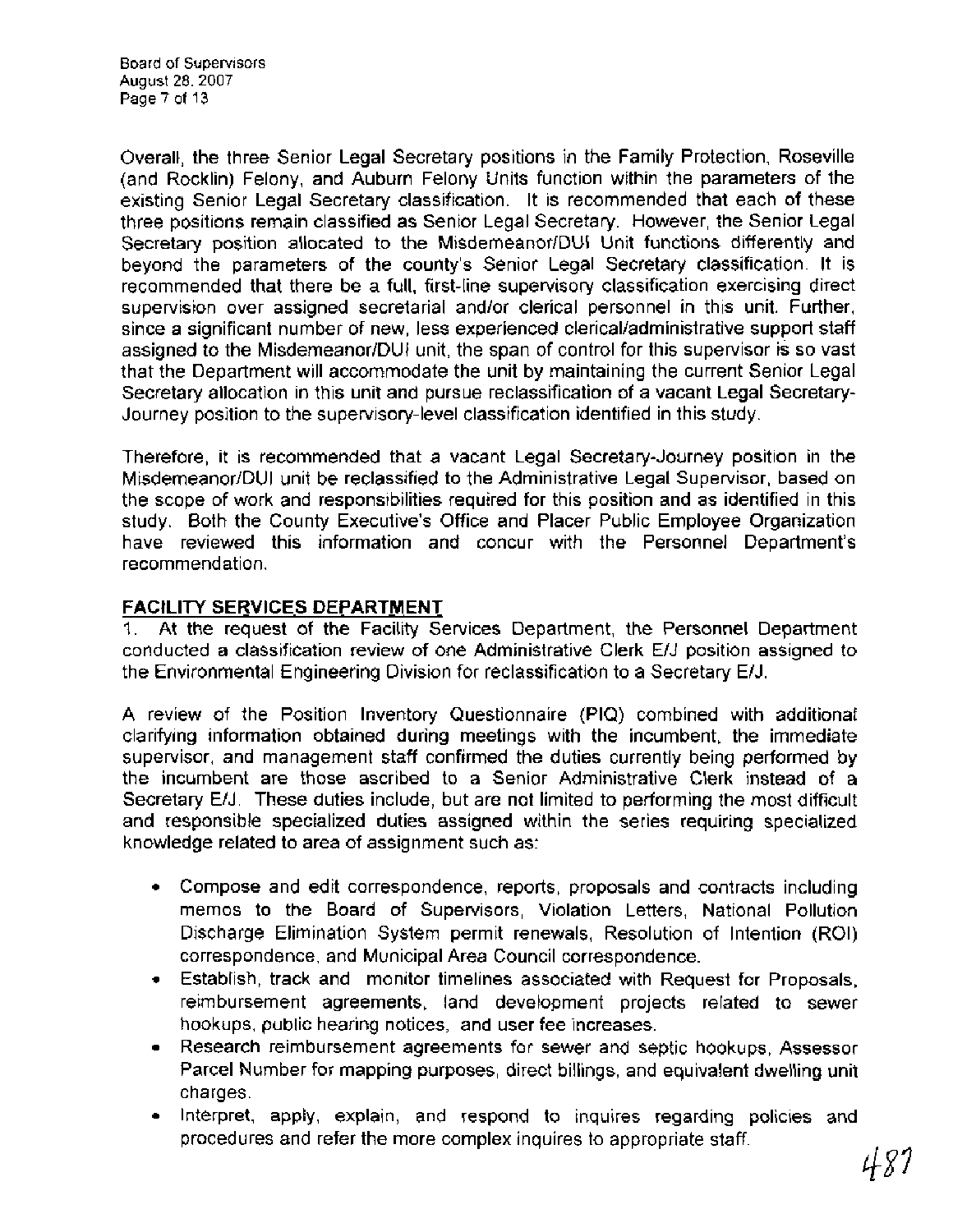Overall, the three Senior Legal Secretary positions in the Family Protection, Roseville (and Rocklin) Felony, and Auburn Felony Units function within the parameters of the existing Senior Legal Secretary classification. It is recommended that each of these three positions remain classified as Senior Legal Secretary. However, the Senior Legal Secretary position allocated to the Misdemeanor/DUI Unit functions differently and beyond the parameters of the county's Senior Legal Secretary classification. It is recommended that there be a full, first-line supervisory classification exercising direct supervision over assigned secretarial and/or clerical personnel in this unit. Further, since a significant number of new, less experienced clerical/administrative support staff assigned to the Misdemeanor/DUI unit, the span of control for this supervisor is so vast that the Department will accommodate the unit by maintaining the current Senior Legal Secretary allocation in this unit and pursue reclassification of a vacant Legal Secretary-Journey position to the supervisory-level classification identified in this study.

Therefore, it is recommended that a vacant Legal Secretary-Journey position in the Misdemeanor/DUI unit be reclassified to the Administrative Legal Supervisor, based on the scope of work and responsibilities required for this position and as identified in this study. Both the County Executive's Office and Placer Public Employee Organization have reviewed this information and concur with the Personnel Department's recommendation.

**FACILITY SERVICES DEPARTMENT**

1. At the request of the Facility Services Department, the Personnel Department conducted a classification review of one Administrative Clerk E/J position assigned to the Environmental Engineering Division for reclassification to a Secretary E/J.

A review of the Position Inventory Questionnaire (PIQ) combined with additional clarifying information obtained during meetings with the incumbent, the immediate supervisor, and management staff confirmed the duties currently being performed by the incumbent are those ascribed to a Senior Administrative Clerk instead of a Secretary E/J. These duties include, but are not limited to performing the most difficult and responsible specialized duties assigned within the series requiring specialized knowledge related to area of assignment such as:

- Compose and edit correspondence, reports, proposals and contracts including memos to the Board of Supervisors, Violation Letters, National Pollution Discharge Elimination System permit renewals, Resolution of Intention (ROI) correspondence, and Municipal Area Council correspondence.
- Establish, track and monitor timelines associated with Request for Proposals, reimbursement agreements, land development projects related to sewer hookups, public hearing notices, and user fee increases.
- Research reimbursement agreements for sewer and septic hookups, Assessor Parcel Number for mapping purposes, direct billings, and equivalent dwelling unit charges.
- Interpret, apply, explain, and respond to inquires regarding policies and procedures and refer the more complex inquires to appropriate staff.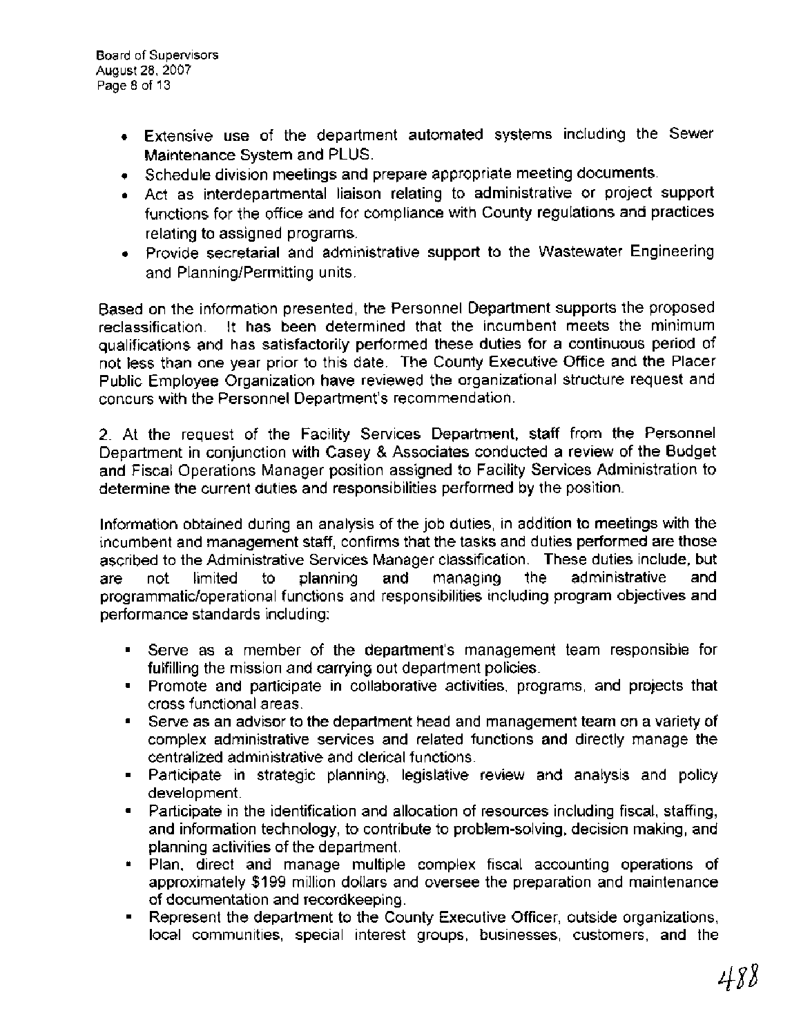- Extensive use of the department automated systems including the Sewer Maintenance System and PLUS.
- Schedule division meetings and prepare appropriate meeting documents.
- Act as interdepartmental liaison relating to administrative or project support functions for the office and for compliance with County regulations and practices relating to assigned programs.
- Provide secretarial and administrative support to the Wastewater Engineering and Planning/Permitting units.

Based on the information presented, the Personnel Department supports the proposed reclassification. It has been determined that the incumbent meets the minimum qualifications and has satisfactorily performed these duties for a continuous period of not less than one year prior to this date. The County Executive Office and the Placer Public Employee Organization have reviewed the organizational structure request and concurs with the Personnel Department's recommendation.

2. At the request of the Facility Services Department, staff from the Personnel Department in conjunction with Casey & Associates conducted a review of the Budget and Fiscal Operations Manager position assigned to Facility Services Administration to determine the current duties and responsibilities performed by the position.

Information obtained during an analysis of the job duties, in addition to meetings with the incumbent and management staff, confirms that the tasks and duties performed are those ascribed to the Administrative Services Manager classification. These duties include, but are not limited to planning and managing the administrative and programmatic/operational functions and responsibilities including program objectives and performance standards including:

- Serve as a member of the department's management team responsible for fulfilling the mission and carrying out department policies.
- Promote and participate in collaborative activities, programs, and projects that cross functional areas.
- Serve as an advisor to the department head and management team on a variety of complex administrative services and related functions and directly manage the centralized administrative and clerical functions.
- Participate in strategic planning, legislative review and analysis and policy development.
- Participate in the identification and allocation of resources including fiscal, staffing, and information technology, to contribute to problem-solving, decision making, and planning activities of the department.
- Plan, direct and manage multiple complex fiscal accounting operations of approximately $199 million dollars and oversee the preparation and maintenance of documentation and recordkeeping.
- Represent the department to the County Executive Officer, outside organizations, local communities, special interest groups, businesses, customers, and the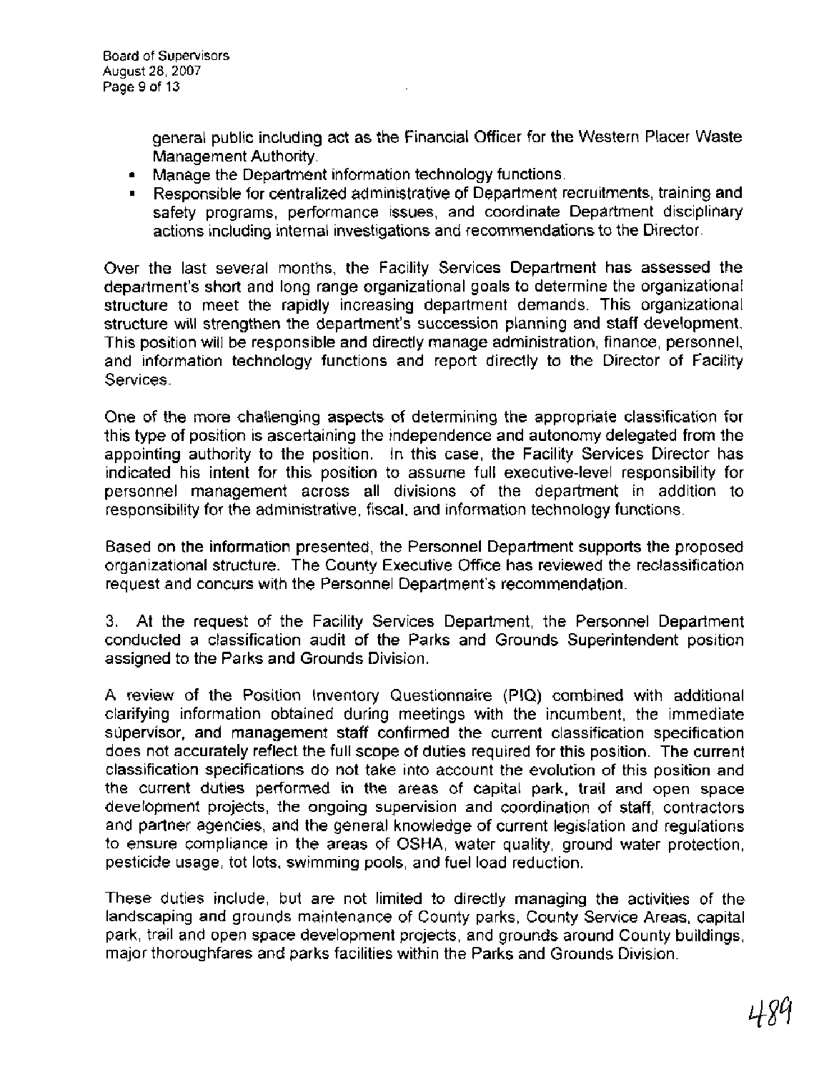general public including act as the Financial Officer for the Western Placer Waste Management Authority.

- Manage the Department information technology functions.
- Responsible for centralized administrative of Department recruitments, training and safety programs, performance issues, and coordinate Department disciplinary actions including internal investigations and recommendations to the Director.

Over the last several months, the Facility Services Department has assessed the department's short and long range organizational goals to determine the organizational structure to meet the rapidly increasing department demands. This organizational structure will strengthen the department's succession planning and staff development. This position will be responsible and directly manage administration, finance, personnel, and information technology functions and report directly to the Director of Facility Services.

One of the more challenging aspects of determining the appropriate classification for this type of position is ascertaining the independence and autonomy delegated from the appointing authority to the position. In this case, the Facility Services Director has indicated his intent for this position to assume full executive-level responsibility for personnel management across all divisions of the department in addition to responsibility for the administrative, fiscal, and information technology functions.

Based on the information presented, the Personnel Department supports the proposed organizational structure. The County Executive Office has reviewed the reclassification request and concurs with the Personnel Department's recommendation.

3. At the request of the Facility Services Department, the Personnel Department conducted a classification audit of the Parks and Grounds Superintendent position assigned to the Parks and Grounds Division.

A review of the Position Inventory Questionnaire (PIQ) combined with additional clarifying information obtained during meetings with the incumbent, the immediate supervisor, and management staff confirmed the current classification specification does not accurately reflect the full scope of duties required for this position. The current classification specifications do not take into account the evolution of this position and the current duties performed in the areas of capital park, trail and open space development projects, the ongoing supervision and coordination of staff, contractors and partner agencies, and the general knowledge of current legislation and regulations to ensure compliance in the areas of OSHA, water quality, ground water protection, pesticide usage, tot lots, swimming pools, and fuel load reduction.

These duties include, but are not limited to directly managing the activities of the landscaping and grounds maintenance of County parks, County Service Areas, capital park, trail and open space development projects, and grounds around County buildings, major thoroughfares and parks facilities within the Parks and Grounds Division.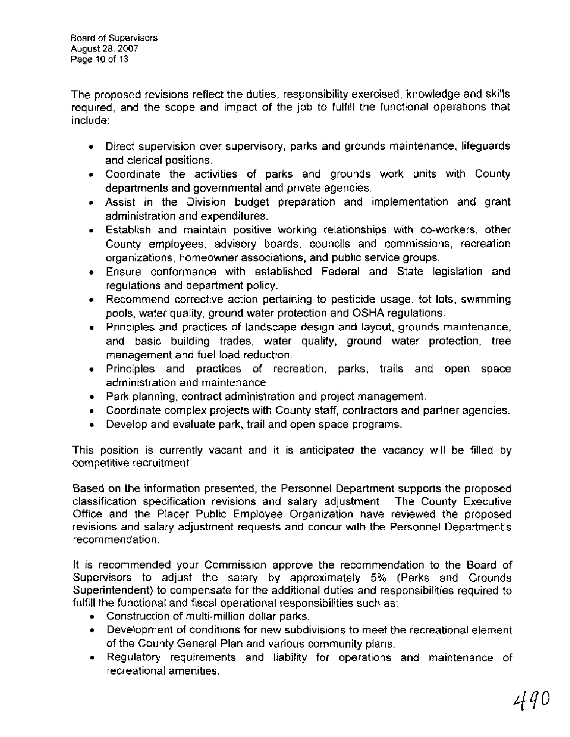The proposed revisions reflect the duties, responsibility exercised, knowledge and skills required, and the scope and impact of the job to fulfill the functional operations that include:

- Direct supervision over supervisory, parks and grounds maintenance, lifeguards and clerical positions.
- Coordinate the activities of parks and grounds work units with County departments and governmental and private agencies.
- Assist in the Division budget preparation and implementation and grant administration and expenditures.
- Establish and maintain positive working relationships with co-workers, other County employees, advisory boards, councils and commissions, recreation organizations, homeowner associations, and public service groups.
- Ensure conformance with established Federal and State legislation and regulations and department policy.
- Recommend corrective action pertaining to pesticide usage, tot lots, swimming pools, water quality, ground water protection and OSHA regulations.
- Principles and practices of landscape design and layout, grounds maintenance, and basic building trades, water quality, ground water protection, tree management and fuel load reduction.
- Principles and practices of recreation, parks, trails and open space administration and maintenance.
- Park planning, contract administration and project management.
- Coordinate complex projects with County staff, contractors and partner agencies.
- Develop and evaluate park, trail and open space programs.

This position is currently vacant and it is anticipated the vacancy will be filled by competitive recruitment.

Based on the information presented, the Personnel Department supports the proposed classification specification revisions and salary adjustment. The County Executive Office and the Placer Public Employee Organization have reviewed the proposed revisions and salary adjustment requests and concur with the Personnel Department's recommendation.

It is recommended your Commission approve the recommendation to the Board of Supervisors to adjust the salary by approximately 5% (Parks and Grounds Superintendent) to compensate for the additional duties and responsibilities required to fulfill the functional and fiscal operational responsibilities such as:

- Construction of multi-million dollar parks.
- Development of conditions for new subdivisions to meet the recreational element of the County General Plan and various community plans.
- Regulatory requirements and liability for operations and maintenance of recreational amenities.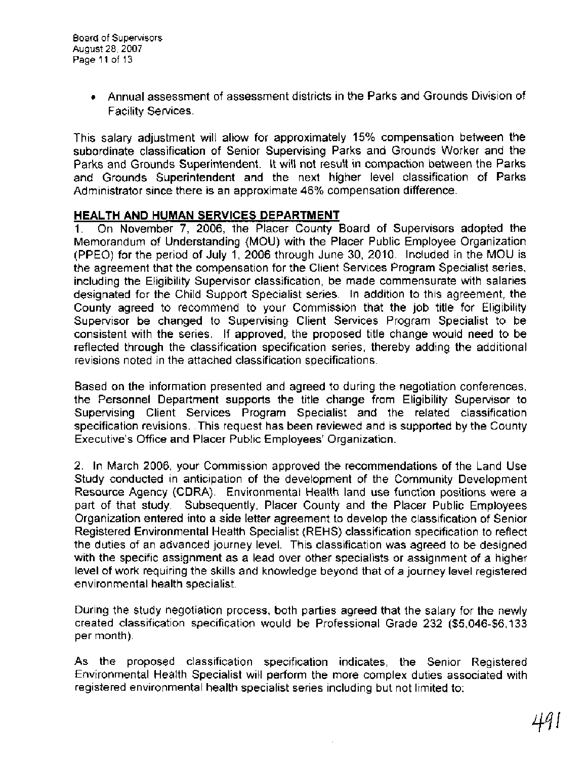- Annual assessment of assessment districts in the Parks and Grounds Division of Facility Services.

This salary adjustment will allow for approximately 15% compensation between the subordinate classification of Senior Supervising Parks and Grounds Worker and the Parks and Grounds Superintendent. It will not result in compaction between the Parks and Grounds Superintendent and the next higher level classification of Parks Administrator since there is an approximate 46% compensation difference.

## HEALTH AND HUMAN SERVICES DEPARTMENT

1. On November 7, 2006, the Placer County Board of Supervisors adopted the Memorandum of Understanding (MOU) with the Placer Public Employee Organization (PPEO) for the period of July 1, 2006 through June 30, 2010. Included in the MOU is the agreement that the compensation for the Client Services Program Specialist series, including the Eligibility Supervisor classification, be made commensurate with salaries designated for the Child Support Specialist series. In addition to this agreement, the County agreed to recommend to your Commission that the job title for Eligibility Supervisor be changed to Supervising Client Services Program Specialist to be consistent with the series. If approved, the proposed title change would need to be reflected through the classification specification series, thereby adding the additional revisions noted in the attached classification specifications.

Based on the information presented and agreed to during the negotiation conferences, the Personnel Department supports the title change from Eligibility Supervisor to Supervising Client Services Program Specialist and the related classification specification revisions. This request has been reviewed and is supported by the County Executive's Office and Placer Public Employees' Organization.

2. In March 2006, your Commission approved the recommendations of the Land Use Study conducted in anticipation of the development of the Community Development Resource Agency (CDRA). Environmental Health land use function positions were a part of that study. Subsequently, Placer County and the Placer Public Employees Organization entered into a side letter agreement to develop the classification of Senior Registered Environmental Health Specialist (REHS) classification specification to reflect the duties of an advanced journey level. This classification was agreed to be designed with the specific assignment as a lead over other specialists or assignment of a higher level of work requiring the skills and knowledge beyond that of a journey level registered environmental health specialist.

During the study negotiation process, both parties agreed that the salary for the newly created classification specification would be Professional Grade 232 ($5,046-$6,133 per month).

As the proposed classification specification indicates, the Senior Registered Environmental Health Specialist will perform the more complex duties associated with registered environmental health specialist series including but not limited to: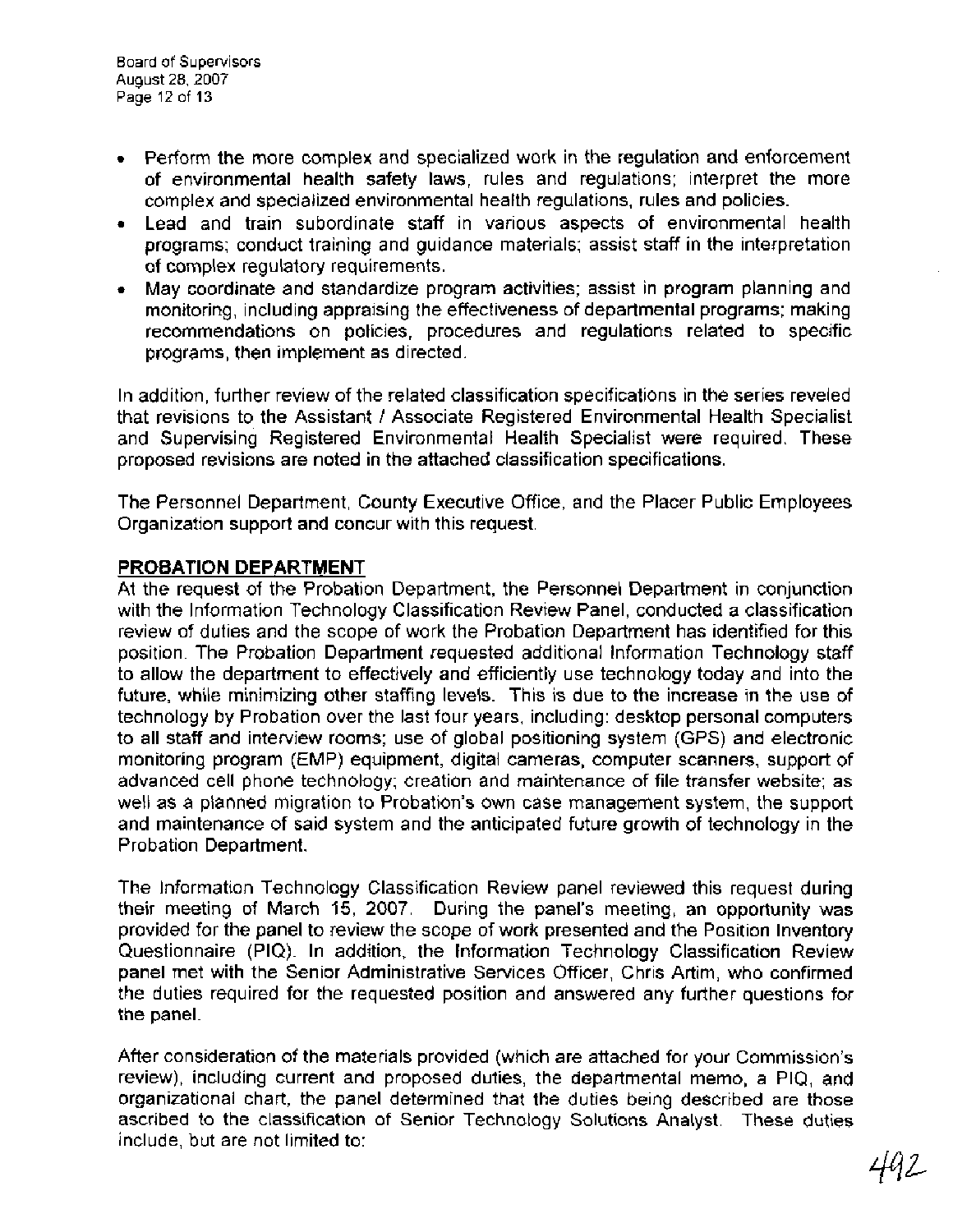- Perform the more complex and specialized work in the regulation and enforcement of environmental health safety laws, rules and regulations; interpret the more complex and specialized environmental health regulations, rules and policies.
- Lead and train subordinate staff in various aspects of environmental health programs; conduct training and guidance materials; assist staff in the interpretation of complex regulatory requirements.
- May coordinate and standardize program activities; assist in program planning and monitoring, including appraising the effectiveness of departmental programs; making recommendations on policies, procedures and regulations related to specific programs, then implement as directed.

In addition, further review of the related classification specifications in the series reveled that revisions to the Assistant / Associate Registered Environmental Health Specialist and Supervising Registered Environmental Health Specialist were required. These proposed revisions are noted in the attached classification specifications.

The Personnel Department, County Executive Office, and the Placer Public Employees Organization support and concur with this request.

**PROBATION DEPARTMENT**

At the request of the Probation Department, the Personnel Department in conjunction with the Information Technology Classification Review Panel, conducted a classification review of duties and the scope of work the Probation Department has identified for this position. The Probation Department requested additional Information Technology staff to allow the department to effectively and efficiently use technology today and into the future, while minimizing other staffing levels. This is due to the increase in the use of technology by Probation over the last four years, including: desktop personal computers to all staff and interview rooms; use of global positioning system (GPS) and electronic monitoring program (EMP) equipment, digital cameras, computer scanners, support of advanced cell phone technology; creation and maintenance of file transfer website; as well as a planned migration to Probation's own case management system, the support and maintenance of said system and the anticipated future growth of technology in the Probation Department.

The Information Technology Classification Review panel reviewed this request during their meeting of March 15, 2007. During the panel's meeting, an opportunity was provided for the panel to review the scope of work presented and the Position Inventory Questionnaire (PIQ). In addition, the Information Technology Classification Review panel met with the Senior Administrative Services Officer, Chris Artim, who confirmed the duties required for the requested position and answered any further questions for the panel.

After consideration of the materials provided (which are attached for your Commission's review), including current and proposed duties, the departmental memo, a PIQ, and organizational chart, the panel determined that the duties being described are those ascribed to the classification of Senior Technology Solutions Analyst. These duties include, but are not limited to: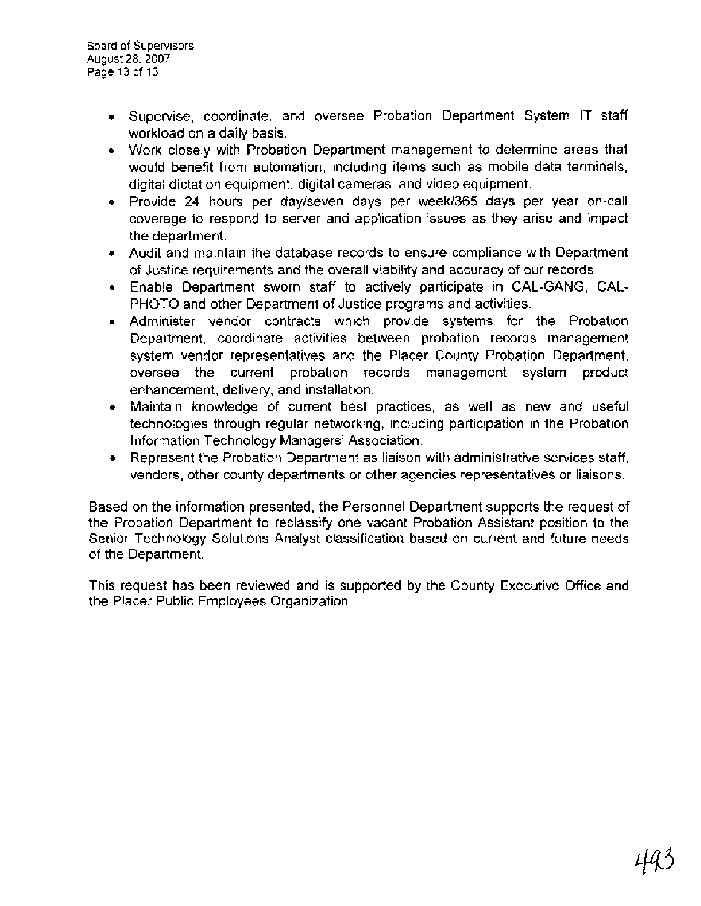- Supervise, coordinate, and oversee Probation Department System IT staff workload on a daily basis.
- Work closely with Probation Department management to determine areas that would benefit from automation, including items such as mobile data terminals, digital dictation equipment, digital cameras, and video equipment.
- Provide 24 hours per day/seven days per week/365 days per year on-call coverage to respond to server and application issues as they arise and impact the department.
- Audit and maintain the database records to ensure compliance with Department of Justice requirements and the overall viability and accuracy of our records.
- Enable Department sworn staff to actively participate in CAL-GANG, CAL-PHOTO and other Department of Justice programs and activities.
- Administer vendor contracts which provide systems for the Probation Department; coordinate activities between probation records management system vendor representatives and the Placer County Probation Department; oversee the current probation records management system product enhancement, delivery, and installation.
- Maintain knowledge of current best practices, as well as new and useful technologies through regular networking, including participation in the Probation Information Technology Managers' Association.
- Represent the Probation Department as liaison with administrative services staff, vendors, other county departments or other agencies representatives or liaisons.

Based on the information presented, the Personnel Department supports the request of the Probation Department to reclassify one vacant Probation Assistant position to the Senior Technology Solutions Analyst classification based on current and future needs of the Department.

This request has been reviewed and is supported by the County Executive Office and the Placer Public Employees Organization.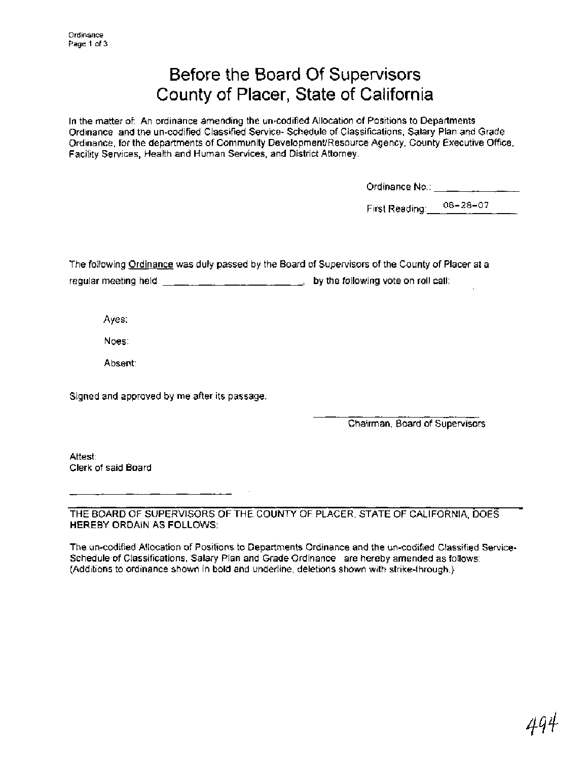# Before the Board Of Supervisors
# County of Placer, State of California

In the matter of: An ordinance amending the un-codified Allocation of Positions to Departments Ordinance and the un-codified Classified Service- Schedule of Classifications, Salary Plan and Grade Ordinance, for the departments of Community Development/Resource Agency, County Executive Office, Facility Services, Health and Human Services, and District Attorney.

Ordinance No.: ______________

First Reading: 08-28-07

The following Ordinance was duly passed by the Board of Supervisors of the County of Placer at a regular meeting held ________________________, by the following vote on roll call:

Ayes:

Noes:

Absent:

Signed and approved by me after its passage.

______________________
Chairman, Board of Supervisors

Attest:
Clerk of said Board

______________________

THE BOARD OF SUPERVISORS OF THE COUNTY OF PLACER, STATE OF CALIFORNIA, DOES HEREBY ORDAIN AS FOLLOWS:

The un-codified Allocation of Positions to Departments Ordinance and the un-codified Classified Service-Schedule of Classifications, Salary Plan and Grade Ordinance are hereby amended as follows: (Additions to ordinance shown in bold and underline, deletions shown with strike-through.)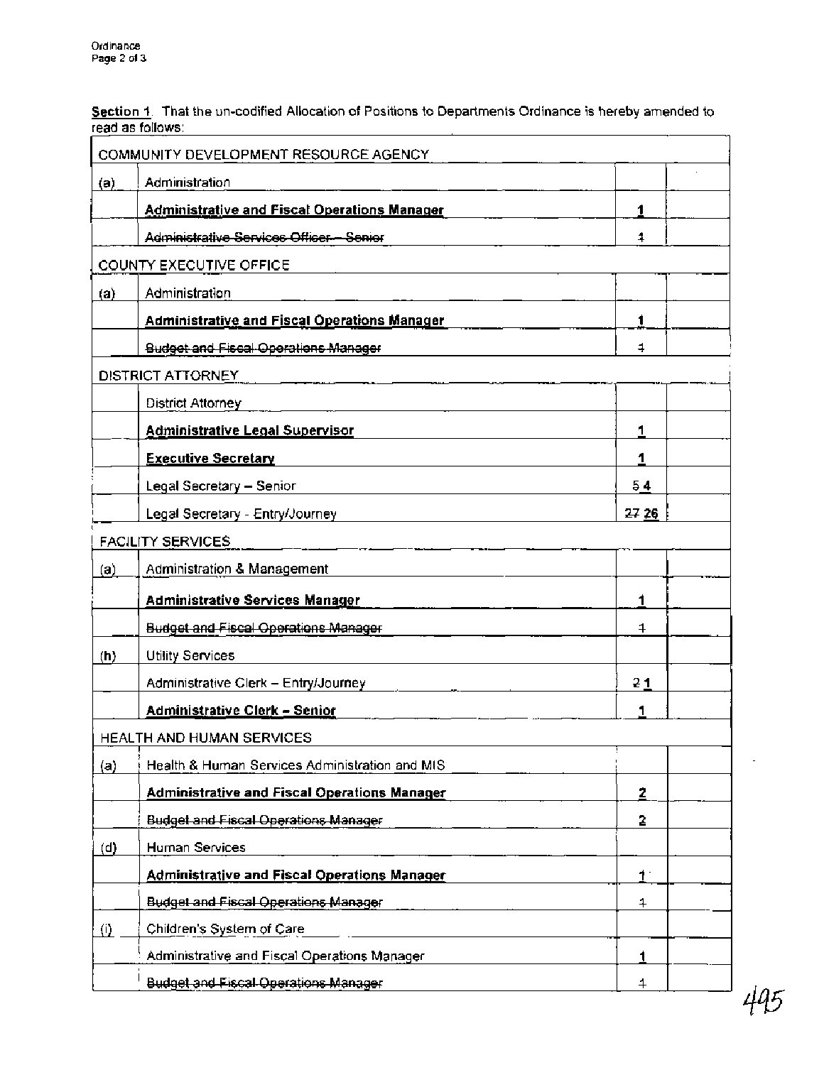**Section 1.** That the un-codified Allocation of Positions to Departments Ordinance is hereby amended to read as follows:

| COMMUNITY DEVELOPMENT RESOURCE AGENCY | | | |
|---|---|---|---|
| (a) | Administration | | |
| | **Administrative and Fiscal Operations Manager** | **1** | |
| | ~~Administrative Services Officer – Senior~~ | ~~1~~ | |
| COUNTY EXECUTIVE OFFICE | | | |
| (a) | Administration | | |
| | **Administrative and Fiscal Operations Manager** | **1** | |
| | ~~Budget and Fiscal Operations Manager~~ | ~~1~~ | |
| DISTRICT ATTORNEY | | | |
| | District Attorney | | |
| | **Administrative Legal Supervisor** | **1** | |
| | **Executive Secretary** | **1** | |
| | Legal Secretary – Senior | ~~5~~ **4** | |
| | Legal Secretary - Entry/Journey | ~~27~~ **26** | |
| FACILITY SERVICES | | | |
| (a) | Administration & Management | | |
| | **Administrative Services Manager** | **1** | |
| | ~~Budget and Fiscal Operations Manager~~ | ~~1~~ | |
| (h) | Utility Services | | |
| | Administrative Clerk – Entry/Journey | ~~2~~ **1** | |
| | **Administrative Clerk – Senior** | **1** | |
| HEALTH AND HUMAN SERVICES | | | |
| (a) | Health & Human Services Administration and MIS | | |
| | **Administrative and Fiscal Operations Manager** | **2** | |
| | ~~Budget and Fiscal Operations Manager~~ | ~~2~~ | |
| (d) | Human Services | | |
| | **Administrative and Fiscal Operations Manager** | **1** | |
| | ~~Budget and Fiscal Operations Manager~~ | ~~1~~ | |
| (i) | Children's System of Care | | |
| | Administrative and Fiscal Operations Manager | **1** | |
| | ~~Budget and Fiscal Operations Manager~~ | ~~1~~ | |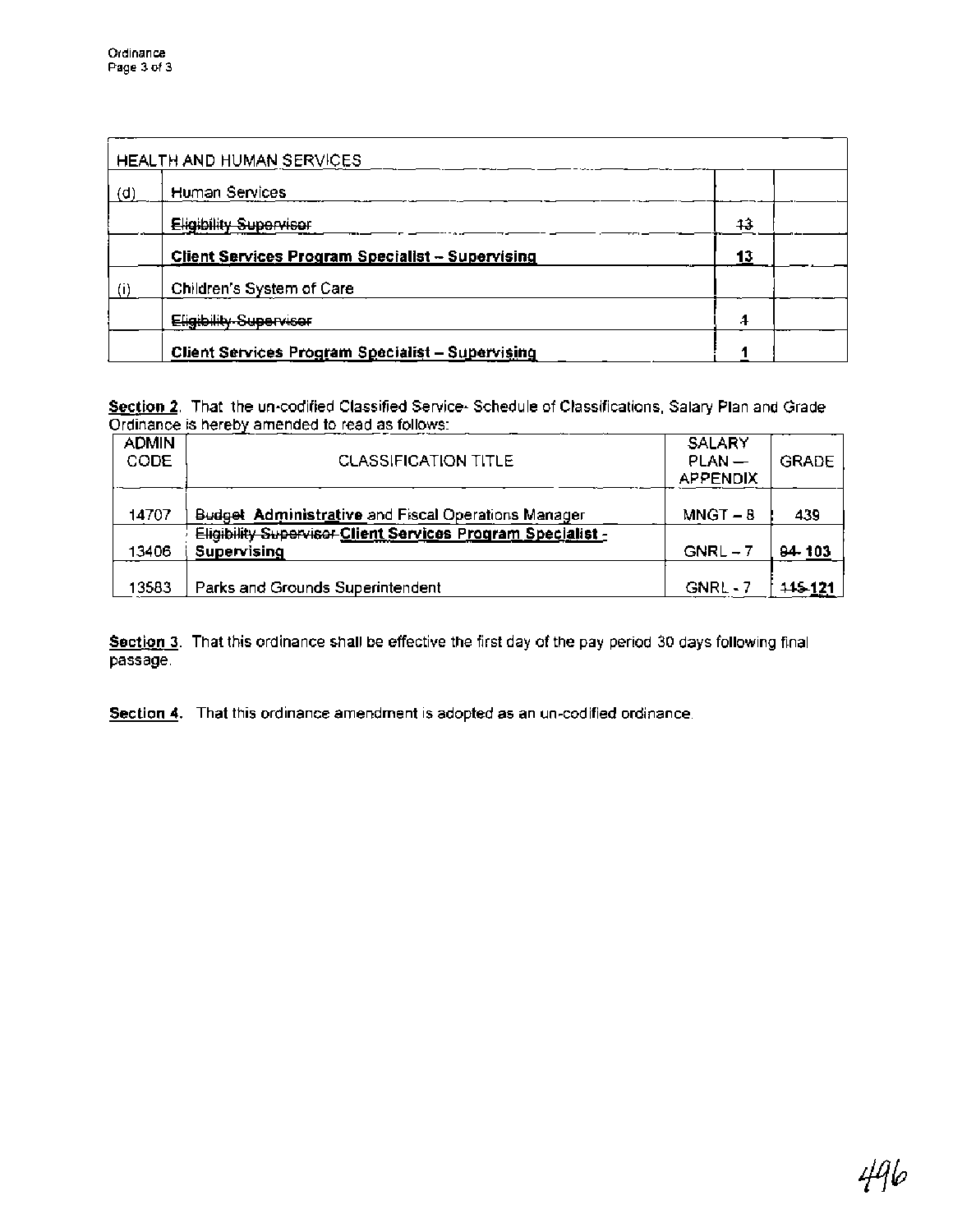| HEALTH AND HUMAN SERVICES | | | |
|---|---|---|---|
| (d) | Human Services | | |
| | ~~Eligibility Supervisor~~ | ~~13~~ | |
| | **Client Services Program Specialist – Supervising** | **13** | |
| (i) | Children's System of Care | | |
| | ~~Eligibility Supervisor~~ | ~~1~~ | |
| | **Client Services Program Specialist – Supervising** | **1** | |

**Section 2**. That the un-codified Classified Service- Schedule of Classifications, Salary Plan and Grade Ordinance is hereby amended to read as follows:

| ADMIN CODE | CLASSIFICATION TITLE | SALARY PLAN — APPENDIX | GRADE |
|---|---|---|---|
| 14707 | ~~Budget~~ **Administrative** and Fiscal Operations Manager | MNGT – 8 | 439 |
| 13406 | ~~Eligibility Supervisor~~ **Client Services Program Specialist - Supervising** | GNRL – 7 | ~~94~~ **103** |
| 13583 | Parks and Grounds Superintendent | GNRL - 7 | ~~115~~ **121** |

**Section 3**. That this ordinance shall be effective the first day of the pay period 30 days following final passage.

**Section 4**. That this ordinance amendment is adopted as an un-codified ordinance.